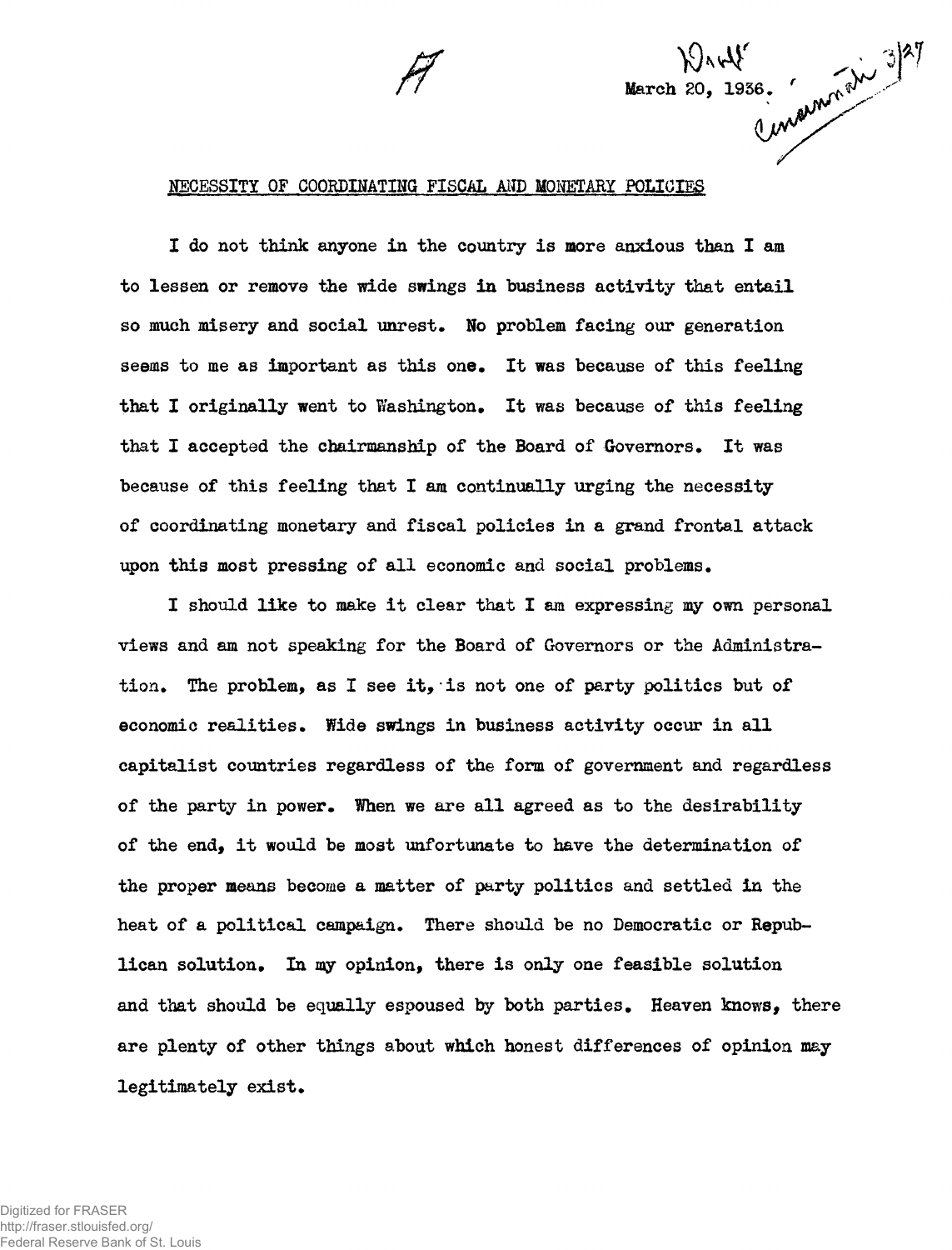March 20, 1936.

## NECESSITY OF COORDINATING FISCAL AND MONETARY POLICIES

I do not think anyone in the country is more anxious than I am to lessen or remove the wide swings in business activity that entail so much misery and social unrest. No problem facing our generation seems to me as important as this one. It was because of this feeling that I originally went to Washington. It was because of this feeling that I accepted the chairmanship of the Board of Governors. It was because of this feeling that I am continually urging the necessity of coordinating monetary and fiscal policies in a grand frontal attack upon this most pressing of all economic and social problems.

I should like to make it clear that I am expressing my own personal views and am not speaking for the Board of Governors or the Administration. The problem, as I see it, is not one of party politics but of economic realities. Wide swings in business activity occur in all capitalist countries regardless of the form of government and regardless of the party in power. When we are all agreed as to the desirability of the end, it would be most unfortunate to have the determination of the proper means become a matter of party politics and settled in the heat of a political campaign. There should be no Democratic or Republican solution. In my opinion, there is only one feasible solution and that should be equally espoused by both parties. Heaven knows, there are plenty of other things about which honest differences of opinion may legitimately exist.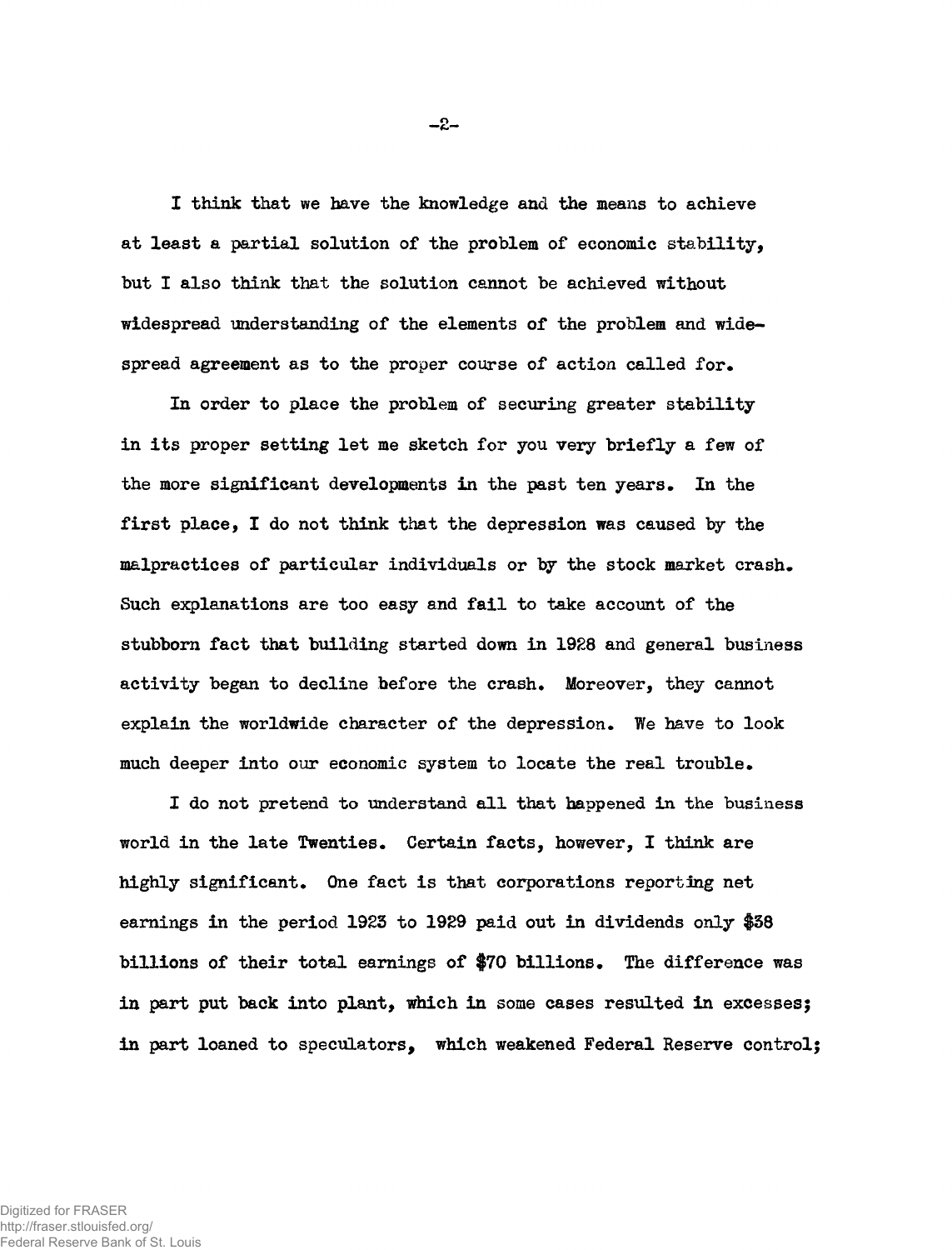I think that we have the knowledge and the means to achieve at least a partial solution of the problem of economic stability, but I also think that the solution cannot be achieved without widespread understanding of the elements of the problem and widespread agreement as to the proper course of action called for.

In order to place the problem of securing greater stability in its proper setting let me sketch for you very briefly a few of the more significant developments in the past ten years. In the first place, I do not think that the depression was caused by the malpractices of particular individuals or by the stock market crash. Such explanations are too easy and fail to take account of the stubborn fact that building started down in 1928 and general business activity began to decline before the crash. Moreover, they cannot explain the worldwide character of the depression. We have to look much deeper into our economic system to locate the real trouble.

I do not pretend to understand all that happened in the business world in the late Twenties. Certain facts, however, I think are highly significant. One fact is that corporations reporting net earnings in the period 1923 to 1929 paid out in dividends only $38 billions of their total earnings of $70 billions. The difference was in part put back into plant, which in some cases resulted in excesses; in part loaned to speculators, which weakened Federal Reserve control;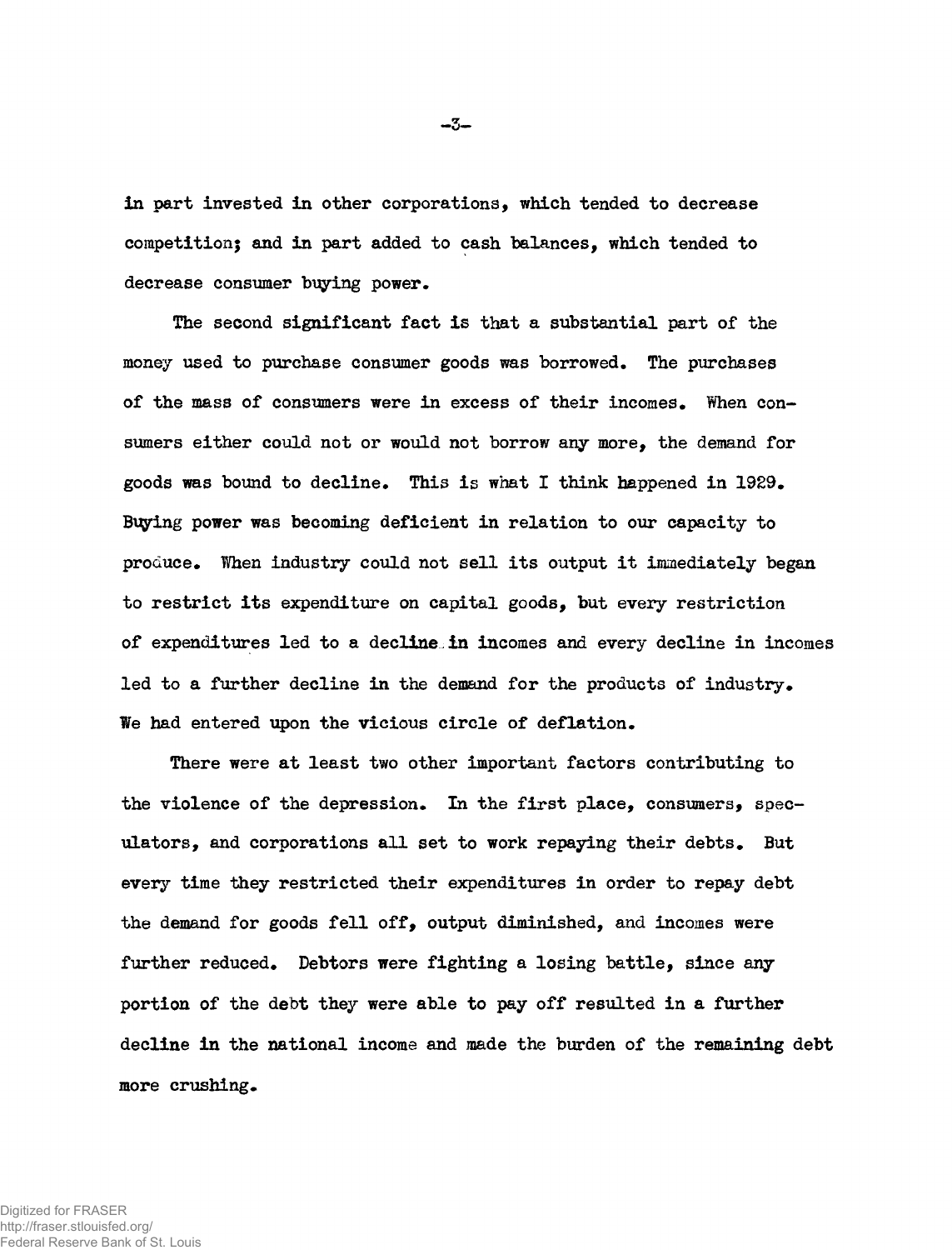in part invested in other corporations, which tended to decrease competition; and in part added to cash balances, which tended to decrease consumer buying power.

The second significant fact is that a substantial part of the money used to purchase consumer goods was borrowed. The purchases of the mass of consumers were in excess of their incomes. When consumers either could not or would not borrow any more, the demand for goods was bound to decline. This is what I think happened in 1929. Buying power was becoming deficient in relation to our capacity to produce. When industry could not sell its output it immediately began to restrict its expenditure on capital goods, but every restriction of expenditures led to a decline in incomes and every decline in incomes led to a further decline in the demand for the products of industry. We had entered upon the vicious circle of deflation.

There were at least two other important factors contributing to the violence of the depression. In the first place, consumers, speculators, and corporations all set to work repaying their debts. But every time they restricted their expenditures in order to repay debt the demand for goods fell off, output diminished, and incomes were further reduced. Debtors were fighting a losing battle, since any portion of the debt they were able to pay off resulted in a further decline in the national income and made the burden of the remaining debt more crushing.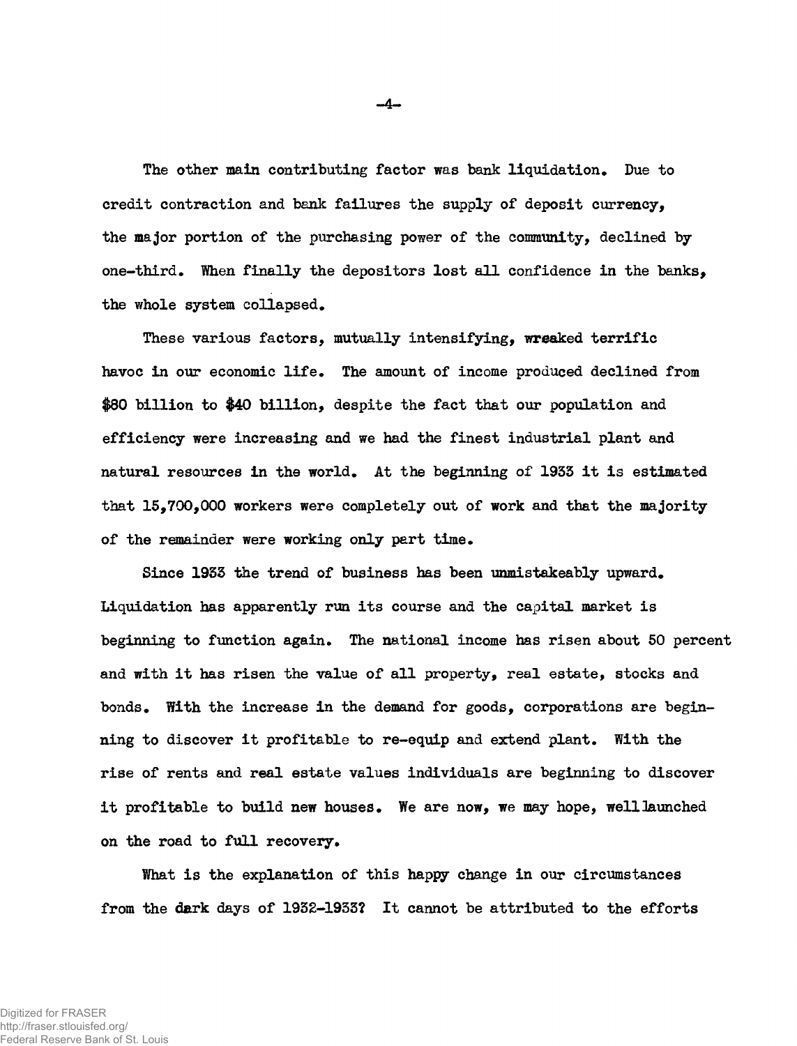The other main contributing factor was bank liquidation. Due to credit contraction and bank failures the supply of deposit currency, the major portion of the purchasing power of the community, declined by one-third. When finally the depositors lost all confidence in the banks, the whole system collapsed.

These various factors, mutually intensifying, wreaked terrific havoc in our economic life. The amount of income produced declined from $80 billion to $40 billion, despite the fact that our population and efficiency were increasing and we had the finest industrial plant and natural resources in the world. At the beginning of 1933 it is estimated that 15,700,000 workers were completely out of work and that the majority of the remainder were working only part time.

Since 1933 the trend of business has been unmistakeably upward. Liquidation has apparently run its course and the capital market is beginning to function again. The national income has risen about 50 percent and with it has risen the value of all property, real estate, stocks and bonds. With the increase in the demand for goods, corporations are beginning to discover it profitable to re-equip and extend plant. With the rise of rents and real estate values individuals are beginning to discover it profitable to build new houses. We are now, we may hope, well launched on the road to full recovery.

What is the explanation of this happy change in our circumstances from the dark days of 1932-1933? It cannot be attributed to the efforts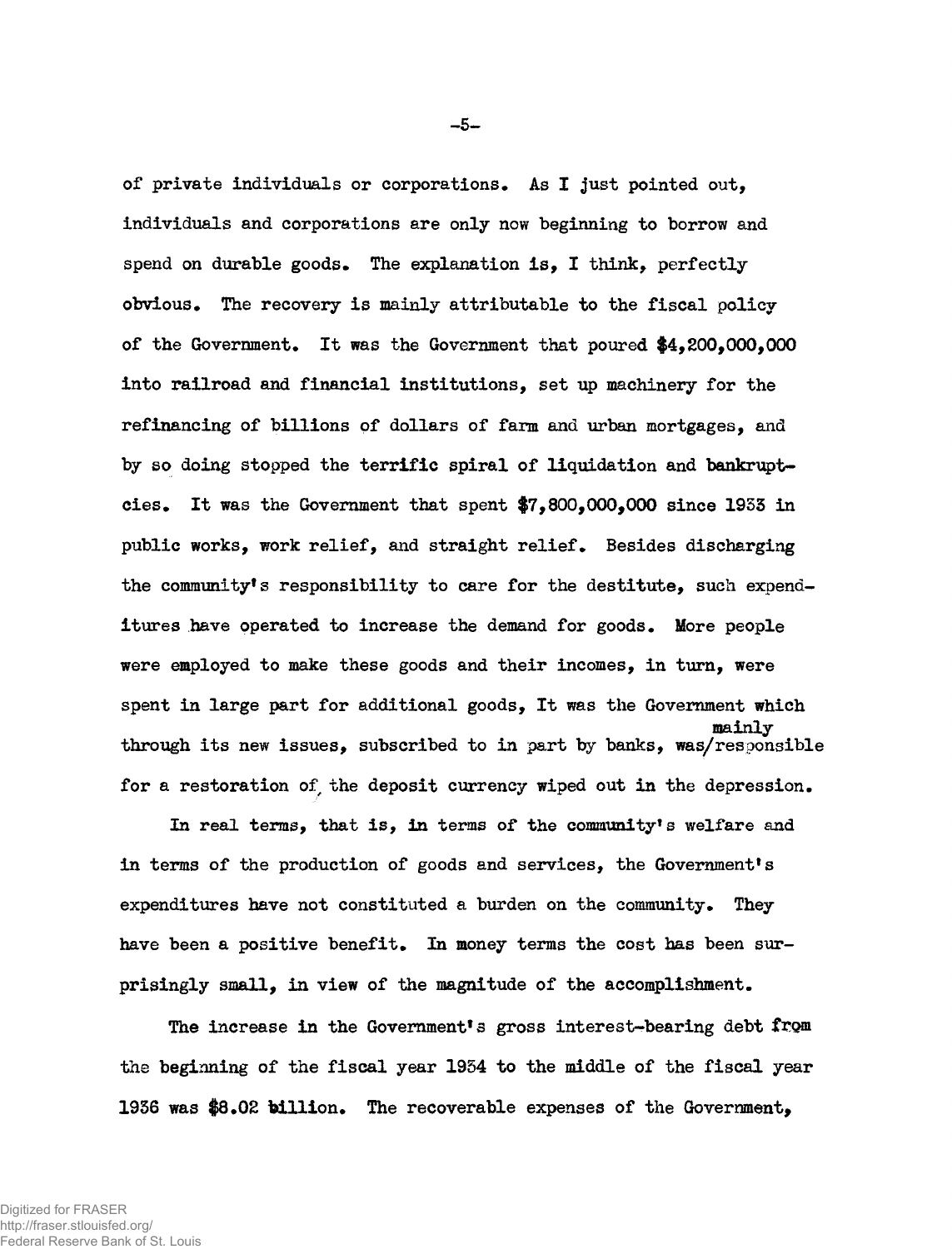of private individuals or corporations. As I just pointed out, individuals and corporations are only now beginning to borrow and spend on durable goods. The explanation is, I think, perfectly obvious. The recovery is mainly attributable to the fiscal policy of the Government. It was the Government that poured $4,200,000,000 into railroad and financial institutions, set up machinery for the refinancing of billions of dollars of farm and urban mortgages, and by so doing stopped the terrific spiral of liquidation and bankruptcies. It was the Government that spent $7,800,000,000 since 1933 in public works, work relief, and straight relief. Besides discharging the community's responsibility to care for the destitute, such expenditures have operated to increase the demand for goods. More people were employed to make these goods and their incomes, in turn, were spent in large part for additional goods, It was the Government which through its new issues, subscribed to in part by banks, was mainly responsible for a restoration of the deposit currency wiped out in the depression.

In real terms, that is, in terms of the community's welfare and in terms of the production of goods and services, the Government's expenditures have not constituted a burden on the community. They have been a positive benefit. In money terms the cost has been surprisingly small, in view of the magnitude of the accomplishment.

The increase in the Government's gross interest-bearing debt from the beginning of the fiscal year 1934 to the middle of the fiscal year 1936 was $8.02 billion. The recoverable expenses of the Government,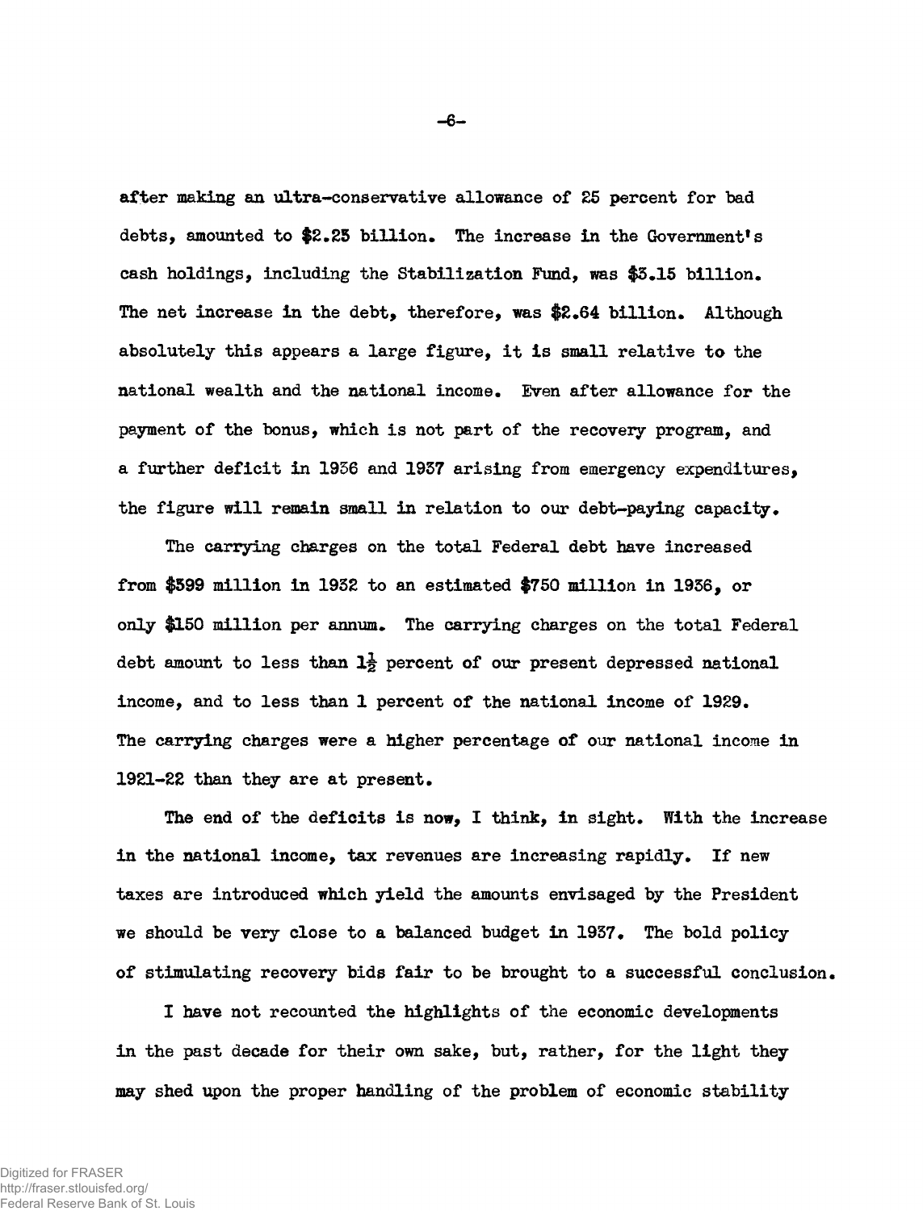after making an ultra-conservative allowance of 25 percent for bad debts, amounted to $2.25 billion. The increase in the Government's cash holdings, including the Stabilization Fund, was $3.15 billion. The net increase in the debt, therefore, was $2.64 billion. Although absolutely this appears a large figure, it is small relative to the national wealth and the national income. Even after allowance for the payment of the bonus, which is not part of the recovery program, and a further deficit in 1936 and 1937 arising from emergency expenditures, the figure will remain small in relation to our debt-paying capacity.

The carrying charges on the total Federal debt have increased from $599 million in 1932 to an estimated $750 million in 1936, or only $150 million per annum. The carrying charges on the total Federal debt amount to less than 1½ percent of our present depressed national income, and to less than 1 percent of the national income of 1929. The carrying charges were a higher percentage of our national income in 1921-22 than they are at present.

The end of the deficits is now, I think, in sight. With the increase in the national income, tax revenues are increasing rapidly. If new taxes are introduced which yield the amounts envisaged by the President we should be very close to a balanced budget in 1937. The bold policy of stimulating recovery bids fair to be brought to a successful conclusion.

I have not recounted the highlights of the economic developments in the past decade for their own sake, but, rather, for the light they may shed upon the proper handling of the problem of economic stability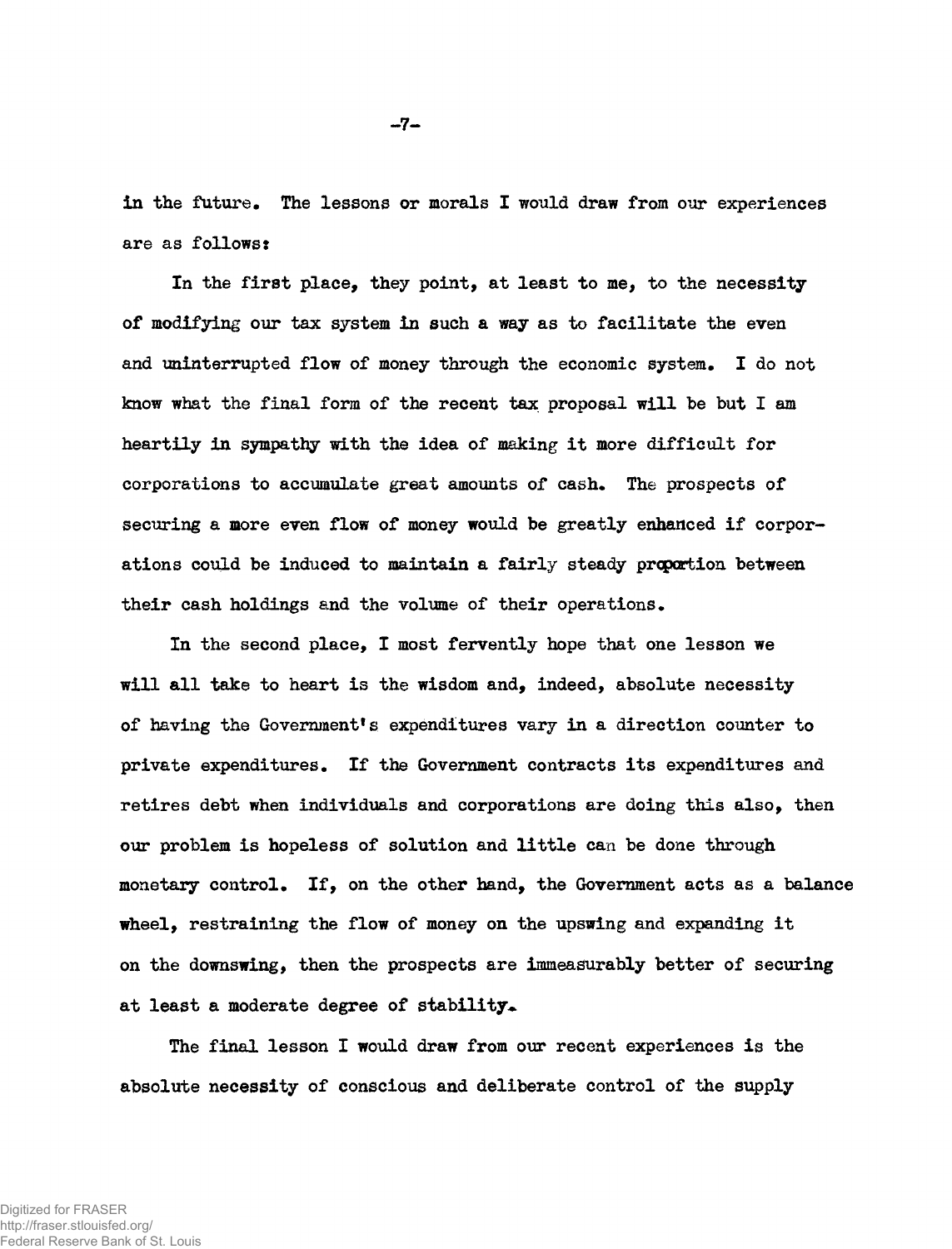in the future. The lessons or morals I would draw from our experiences are as follows:

In the first place, they point, at least to me, to the necessity of modifying our tax system in such a way as to facilitate the even and uninterrupted flow of money through the economic system. I do not know what the final form of the recent tax proposal will be but I am heartily in sympathy with the idea of making it more difficult for corporations to accumulate great amounts of cash. The prospects of securing a more even flow of money would be greatly enhanced if corporations could be induced to maintain a fairly steady proportion between their cash holdings and the volume of their operations.

In the second place, I most fervently hope that one lesson we will all take to heart is the wisdom and, indeed, absolute necessity of having the Government's expenditures vary in a direction counter to private expenditures. If the Government contracts its expenditures and retires debt when individuals and corporations are doing this also, then our problem is hopeless of solution and little can be done through monetary control. If, on the other hand, the Government acts as a balance wheel, restraining the flow of money on the upswing and expanding it on the downswing, then the prospects are immeasurably better of securing at least a moderate degree of stability.

The final lesson I would draw from our recent experiences is the absolute necessity of conscious and deliberate control of the supply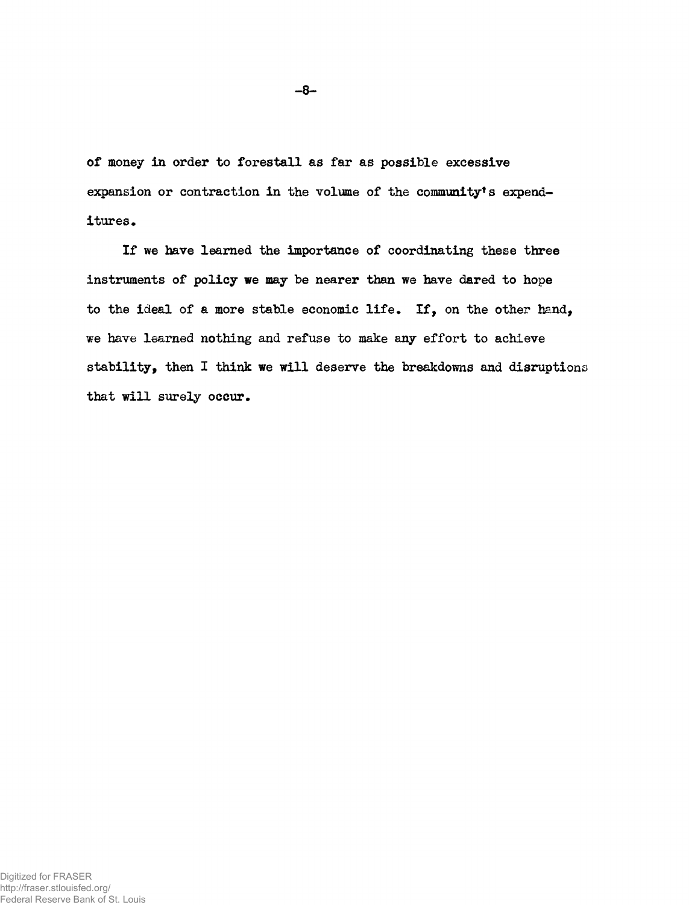of money in order to forestall as far as possible excessive expansion or contraction in the volume of the community's expenditures.

If we have learned the importance of coordinating these three instruments of policy we may be nearer than we have dared to hope to the ideal of a more stable economic life. If, on the other hand, we have learned nothing and refuse to make any effort to achieve stability, then I think we will deserve the breakdowns and disruptions that will surely occur.